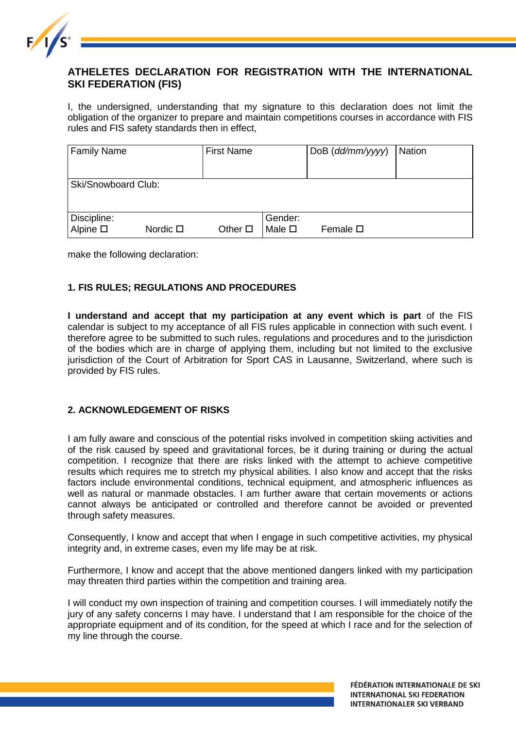# ATHELETES DECLARATION FOR REGISTRATION WITH THE INTERNATIONAL SKI FEDERATION (FIS)

I, the undersigned, understanding that my signature to this declaration does not limit the obligation of the organizer to prepare and maintain competitions courses in accordance with FIS rules and FIS safety standards then in effect,

| Family Name | First Name | DoB (*dd/mm/yyyy*) | Nation |
|---|---|---|---|
| Ski/Snowboard Club: | | | |
| Discipline: Alpine ☐ Nordic ☐ Other ☐ | Gender: Male ☐ Female ☐ | | |

make the following declaration:

## 1. FIS RULES; REGULATIONS AND PROCEDURES

**I understand and accept that my participation at any event which is part** of the FIS calendar is subject to my acceptance of all FIS rules applicable in connection with such event. I therefore agree to be submitted to such rules, regulations and procedures and to the jurisdiction of the bodies which are in charge of applying them, including but not limited to the exclusive jurisdiction of the Court of Arbitration for Sport CAS in Lausanne, Switzerland, where such is provided by FIS rules.

## 2. ACKNOWLEDGEMENT OF RISKS

I am fully aware and conscious of the potential risks involved in competition skiing activities and of the risk caused by speed and gravitational forces, be it during training or during the actual competition. I recognize that there are risks linked with the attempt to achieve competitive results which requires me to stretch my physical abilities. I also know and accept that the risks factors include environmental conditions, technical equipment, and atmospheric influences as well as natural or manmade obstacles. I am further aware that certain movements or actions cannot always be anticipated or controlled and therefore cannot be avoided or prevented through safety measures.

Consequently, I know and accept that when I engage in such competitive activities, my physical integrity and, in extreme cases, even my life may be at risk.

Furthermore, I know and accept that the above mentioned dangers linked with my participation may threaten third parties within the competition and training area.

I will conduct my own inspection of training and competition courses. I will immediately notify the jury of any safety concerns I may have. I understand that I am responsible for the choice of the appropriate equipment and of its condition, for the speed at which I race and for the selection of my line through the course.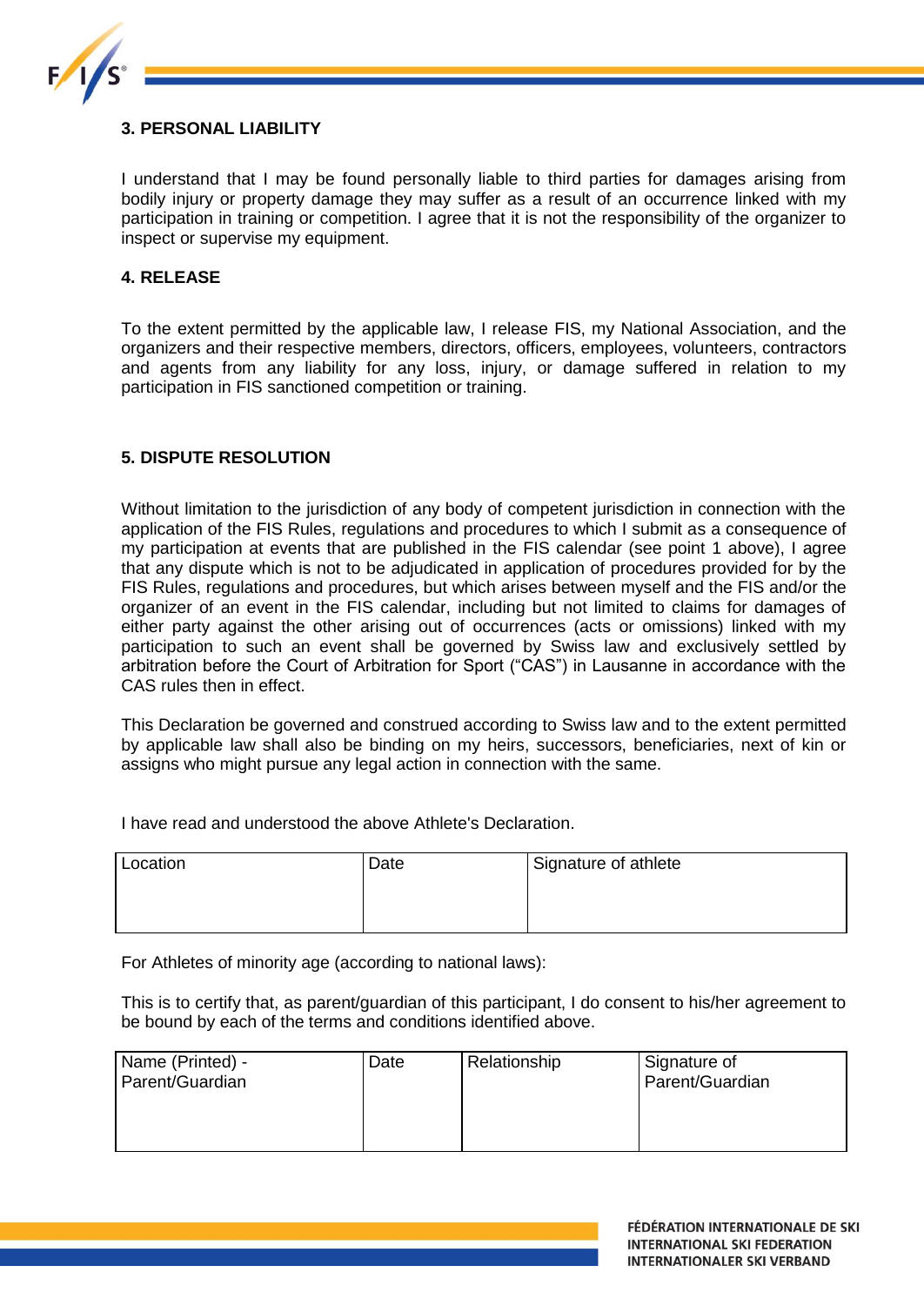## 3. PERSONAL LIABILITY

I understand that I may be found personally liable to third parties for damages arising from bodily injury or property damage they may suffer as a result of an occurrence linked with my participation in training or competition. I agree that it is not the responsibility of the organizer to inspect or supervise my equipment.

## 4. RELEASE

To the extent permitted by the applicable law, I release FIS, my National Association, and the organizers and their respective members, directors, officers, employees, volunteers, contractors and agents from any liability for any loss, injury, or damage suffered in relation to my participation in FIS sanctioned competition or training.

## 5. DISPUTE RESOLUTION

Without limitation to the jurisdiction of any body of competent jurisdiction in connection with the application of the FIS Rules, regulations and procedures to which I submit as a consequence of my participation at events that are published in the FIS calendar (see point 1 above), I agree that any dispute which is not to be adjudicated in application of procedures provided for by the FIS Rules, regulations and procedures, but which arises between myself and the FIS and/or the organizer of an event in the FIS calendar, including but not limited to claims for damages of either party against the other arising out of occurrences (acts or omissions) linked with my participation to such an event shall be governed by Swiss law and exclusively settled by arbitration before the Court of Arbitration for Sport ("CAS") in Lausanne in accordance with the CAS rules then in effect.

This Declaration be governed and construed according to Swiss law and to the extent permitted by applicable law shall also be binding on my heirs, successors, beneficiaries, next of kin or assigns who might pursue any legal action in connection with the same.

I have read and understood the above Athlete's Declaration.

| Location | Date | Signature of athlete |
|---|---|---|
| | | |

For Athletes of minority age (according to national laws):

This is to certify that, as parent/guardian of this participant, I do consent to his/her agreement to be bound by each of the terms and conditions identified above.

| Name (Printed) - Parent/Guardian | Date | Relationship | Signature of Parent/Guardian |
|---|---|---|---|
| | | | |